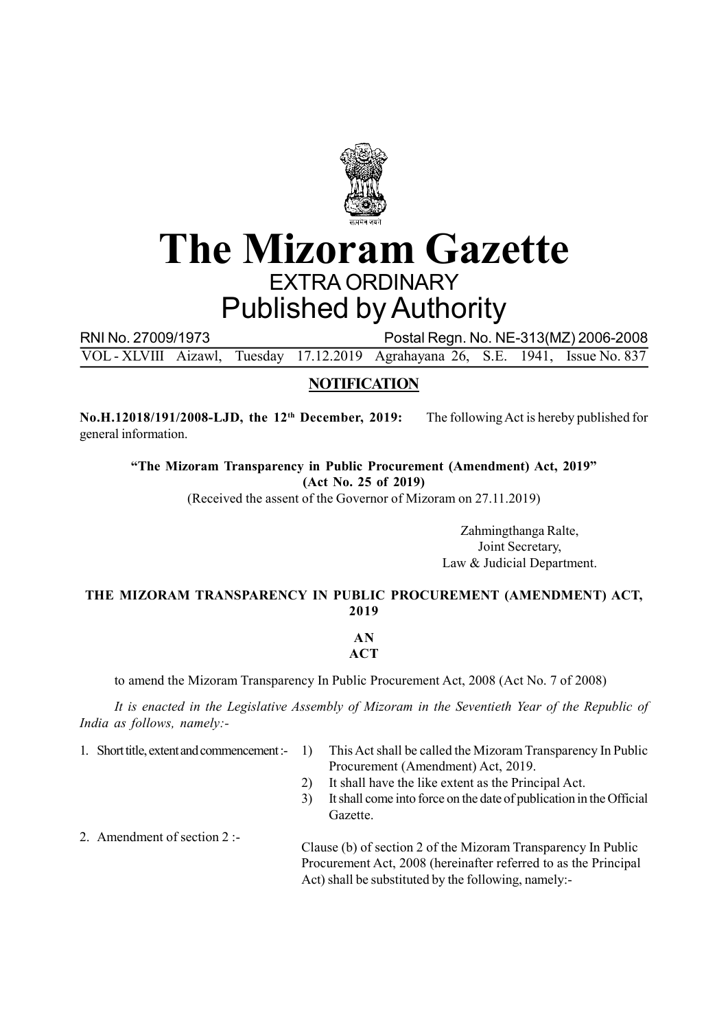# The Mizoram Gazette

EXTRA ORDINARY

Published by Authority

RNI No. 27009/1973 Postal Regn. No. NE-313(MZ) 2006-2008

VOL - XLVIII Aizawl, Tuesday 17.12.2019 Agrahayana 26, S.E. 1941, Issue No. 837

## NOTIFICATION

**No.H.12018/191/2008-LJD, the 12th December, 2019:** The following Act is hereby published for general information.

**"The Mizoram Transparency in Public Procurement (Amendment) Act, 2019"**
**(Act No. 25 of 2019)**
(Received the assent of the Governor of Mizoram on 27.11.2019)

Zahmingthanga Ralte,
Joint Secretary,
Law & Judicial Department.

### THE MIZORAM TRANSPARENCY IN PUBLIC PROCUREMENT (AMENDMENT) ACT, 2019

**AN**
**ACT**

to amend the Mizoram Transparency In Public Procurement Act, 2008 (Act No. 7 of 2008)

*It is enacted in the Legislative Assembly of Mizoram in the Seventieth Year of the Republic of India as follows, namely:-*

1. Short title, extent and commencement :-
   1) This Act shall be called the Mizoram Transparency In Public Procurement (Amendment) Act, 2019.
   2) It shall have the like extent as the Principal Act.
   3) It shall come into force on the date of publication in the Official Gazette.

2. Amendment of section 2 :-

   Clause (b) of section 2 of the Mizoram Transparency In Public Procurement Act, 2008 (hereinafter referred to as the Principal Act) shall be substituted by the following, namely:-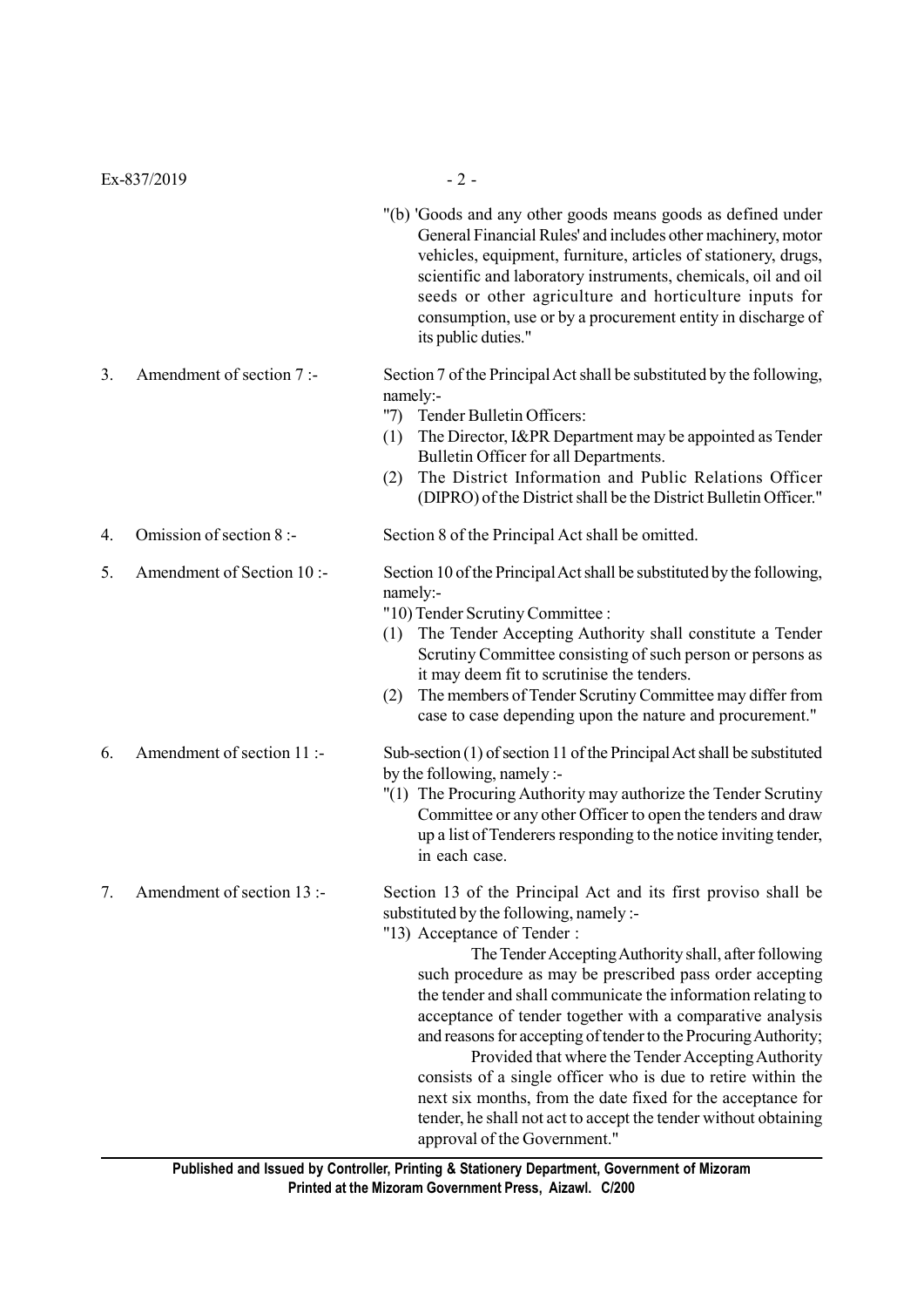"(b) 'Goods and any other goods means goods as defined under General Financial Rules' and includes other machinery, motor vehicles, equipment, furniture, articles of stationery, drugs, scientific and laboratory instruments, chemicals, oil and oil seeds or other agriculture and horticulture inputs for consumption, use or by a procurement entity in discharge of its public duties."

3. Amendment of section 7 :- Section 7 of the Principal Act shall be substituted by the following, namely:-

"7) Tender Bulletin Officers:

(1) The Director, I&PR Department may be appointed as Tender Bulletin Officer for all Departments.

(2) The District Information and Public Relations Officer (DIPRO) of the District shall be the District Bulletin Officer."

4. Omission of section 8 :- Section 8 of the Principal Act shall be omitted.

5. Amendment of Section 10 :- Section 10 of the Principal Act shall be substituted by the following, namely:-

"10) Tender Scrutiny Committee :

(1) The Tender Accepting Authority shall constitute a Tender Scrutiny Committee consisting of such person or persons as it may deem fit to scrutinise the tenders.

(2) The members of Tender Scrutiny Committee may differ from case to case depending upon the nature and procurement."

6. Amendment of section 11 :- Sub-section (1) of section 11 of the Principal Act shall be substituted by the following, namely :-

"(1) The Procuring Authority may authorize the Tender Scrutiny Committee or any other Officer to open the tenders and draw up a list of Tenderers responding to the notice inviting tender, in each case.

7. Amendment of section 13 :- Section 13 of the Principal Act and its first proviso shall be substituted by the following, namely :-

"13) Acceptance of Tender :

The Tender Accepting Authority shall, after following such procedure as may be prescribed pass order accepting the tender and shall communicate the information relating to acceptance of tender together with a comparative analysis and reasons for accepting of tender to the Procuring Authority;

Provided that where the Tender Accepting Authority consists of a single officer who is due to retire within the next six months, from the date fixed for the acceptance for tender, he shall not act to accept the tender without obtaining approval of the Government."

**Published and Issued by Controller, Printing & Stationery Department, Government of Mizoram**
**Printed at the Mizoram Government Press, Aizawl. C/200**